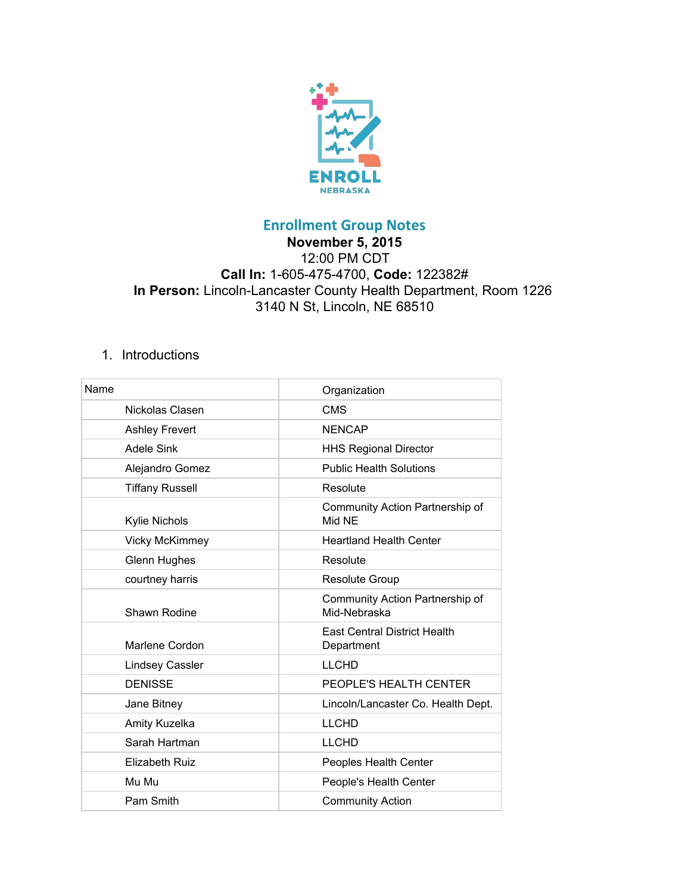ENROLL NEBRASKA

# Enrollment Group Notes

**November 5, 2015**
12:00 PM CDT
**Call In:** 1-605-475-4700, **Code:** 122382#
**In Person:** Lincoln-Lancaster County Health Department, Room 1226
3140 N St, Lincoln, NE 68510

1. Introductions

| Name | Organization |
| --- | --- |
| Nickolas Clasen | CMS |
| Ashley Frevert | NENCAP |
| Adele Sink | HHS Regional Director |
| Alejandro Gomez | Public Health Solutions |
| Tiffany Russell | Resolute |
| Kylie Nichols | Community Action Partnership of Mid NE |
| Vicky McKimmey | Heartland Health Center |
| Glenn Hughes | Resolute |
| courtney harris | Resolute Group |
| Shawn Rodine | Community Action Partnership of Mid-Nebraska |
| Marlene Cordon | East Central District Health Department |
| Lindsey Cassler | LLCHD |
| DENISSE | PEOPLE'S HEALTH CENTER |
| Jane Bitney | Lincoln/Lancaster Co. Health Dept. |
| Amity Kuzelka | LLCHD |
| Sarah Hartman | LLCHD |
| Elizabeth Ruiz | Peoples Health Center |
| Mu Mu | People's Health Center |
| Pam Smith | Community Action |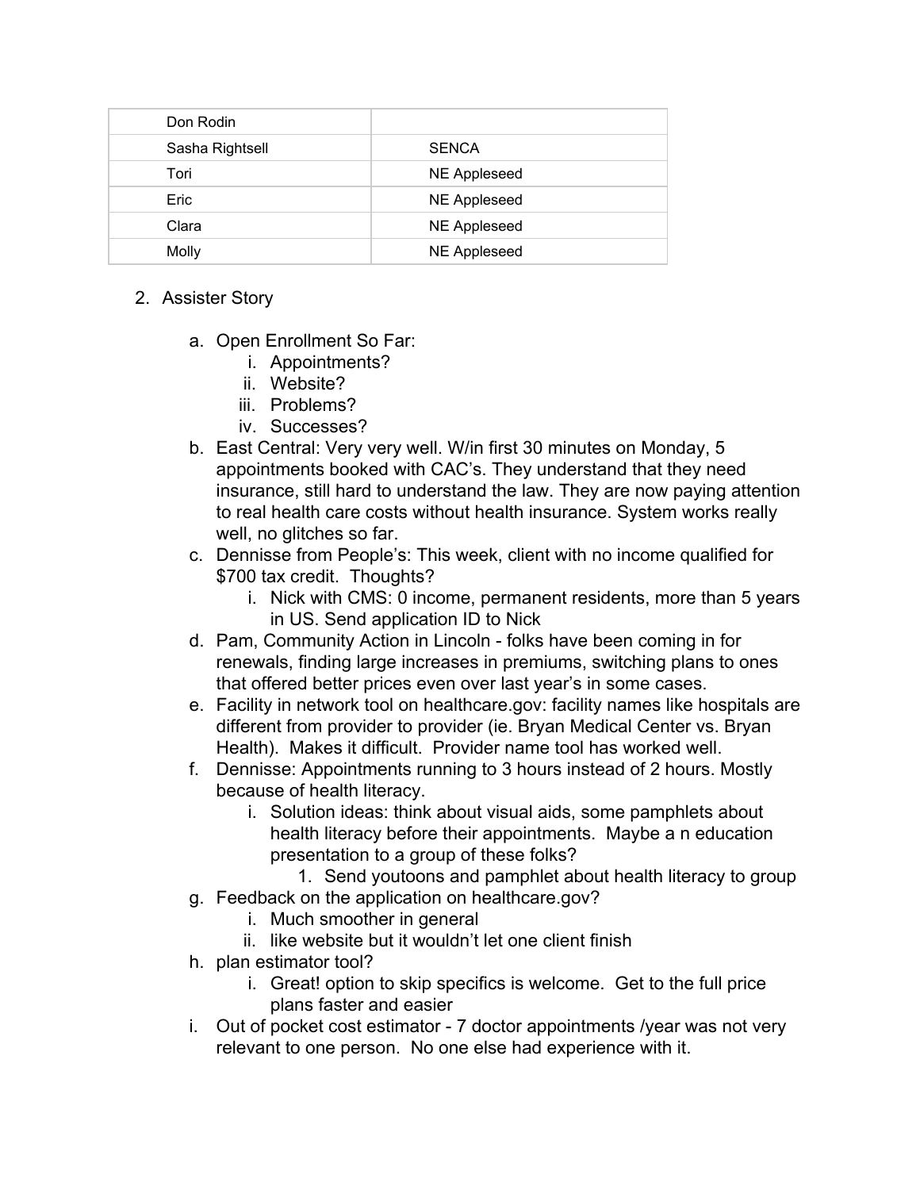| Don Rodin | |
|---|---|
| Sasha Rightsell | SENCA |
| Tori | NE Appleseed |
| Eric | NE Appleseed |
| Clara | NE Appleseed |
| Molly | NE Appleseed |

2. Assister Story
   a. Open Enrollment So Far:
      i. Appointments?
      ii. Website?
      iii. Problems?
      iv. Successes?
   b. East Central: Very very well. W/in first 30 minutes on Monday, 5 appointments booked with CAC's. They understand that they need insurance, still hard to understand the law. They are now paying attention to real health care costs without health insurance. System works really well, no glitches so far.
   c. Dennisse from People's: This week, client with no income qualified for $700 tax credit. Thoughts?
      i. Nick with CMS: 0 income, permanent residents, more than 5 years in US. Send application ID to Nick
   d. Pam, Community Action in Lincoln - folks have been coming in for renewals, finding large increases in premiums, switching plans to ones that offered better prices even over last year's in some cases.
   e. Facility in network tool on healthcare.gov: facility names like hospitals are different from provider to provider (ie. Bryan Medical Center vs. Bryan Health). Makes it difficult. Provider name tool has worked well.
   f. Dennisse: Appointments running to 3 hours instead of 2 hours. Mostly because of health literacy.
      i. Solution ideas: think about visual aids, some pamphlets about health literacy before their appointments. Maybe a n education presentation to a group of these folks?
         1. Send youtoons and pamphlet about health literacy to group
   g. Feedback on the application on healthcare.gov?
      i. Much smoother in general
      ii. like website but it wouldn't let one client finish
   h. plan estimator tool?
      i. Great! option to skip specifics is welcome. Get to the full price plans faster and easier
   i. Out of pocket cost estimator - 7 doctor appointments /year was not very relevant to one person. No one else had experience with it.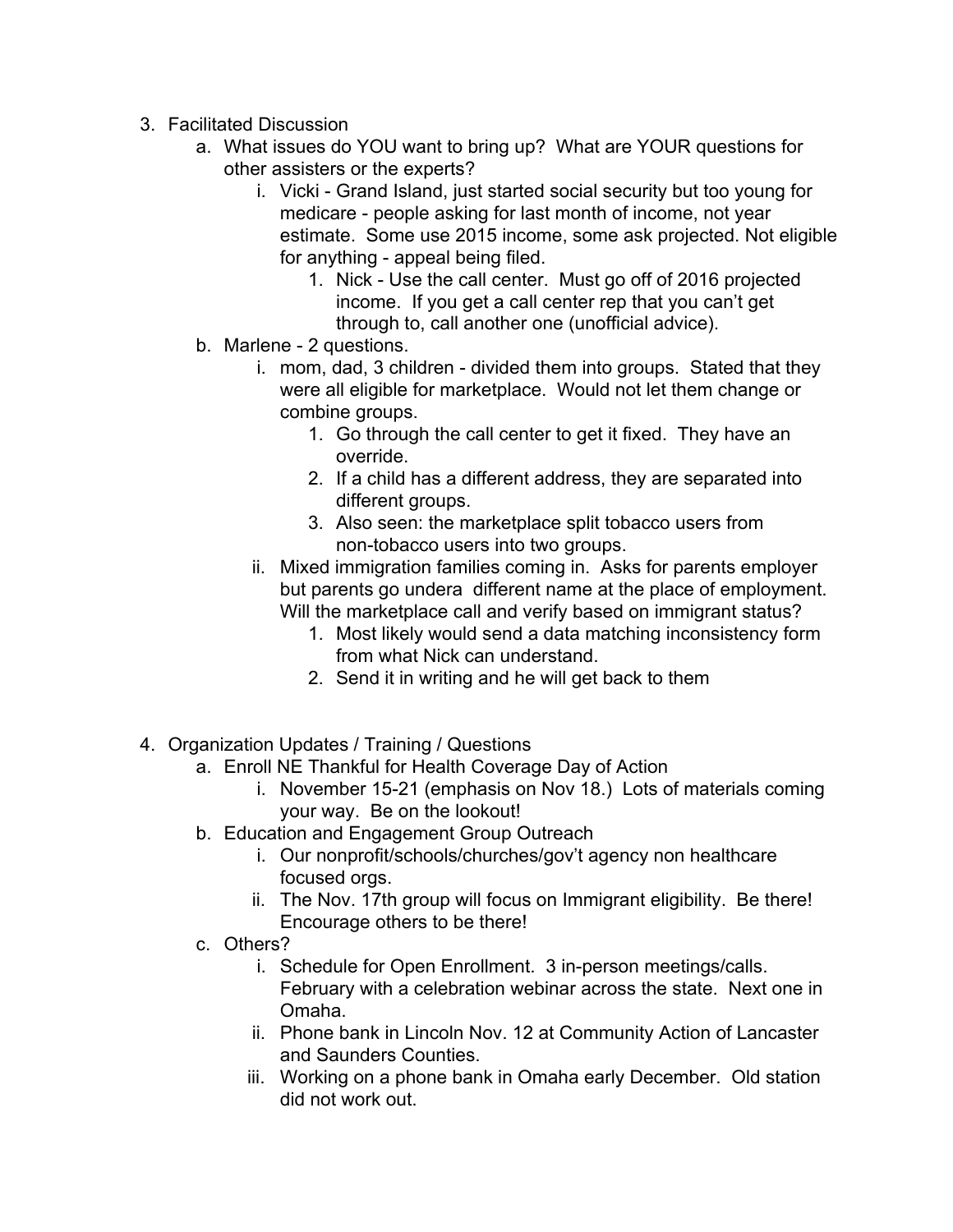3. Facilitated Discussion
    a. What issues do YOU want to bring up? What are YOUR questions for other assisters or the experts?
        i. Vicki - Grand Island, just started social security but too young for medicare - people asking for last month of income, not year estimate. Some use 2015 income, some ask projected. Not eligible for anything - appeal being filed.
            1. Nick - Use the call center. Must go off of 2016 projected income. If you get a call center rep that you can't get through to, call another one (unofficial advice).
    b. Marlene - 2 questions.
        i. mom, dad, 3 children - divided them into groups. Stated that they were all eligible for marketplace. Would not let them change or combine groups.
            1. Go through the call center to get it fixed. They have an override.
            2. If a child has a different address, they are separated into different groups.
            3. Also seen: the marketplace split tobacco users from non-tobacco users into two groups.
        ii. Mixed immigration families coming in. Asks for parents employer but parents go undera different name at the place of employment. Will the marketplace call and verify based on immigrant status?
            1. Most likely would send a data matching inconsistency form from what Nick can understand.
            2. Send it in writing and he will get back to them

4. Organization Updates / Training / Questions
    a. Enroll NE Thankful for Health Coverage Day of Action
        i. November 15-21 (emphasis on Nov 18.) Lots of materials coming your way. Be on the lookout!
    b. Education and Engagement Group Outreach
        i. Our nonprofit/schools/churches/gov't agency non healthcare focused orgs.
        ii. The Nov. 17th group will focus on Immigrant eligibility. Be there! Encourage others to be there!
    c. Others?
        i. Schedule for Open Enrollment. 3 in-person meetings/calls. February with a celebration webinar across the state. Next one in Omaha.
        ii. Phone bank in Lincoln Nov. 12 at Community Action of Lancaster and Saunders Counties.
        iii. Working on a phone bank in Omaha early December. Old station did not work out.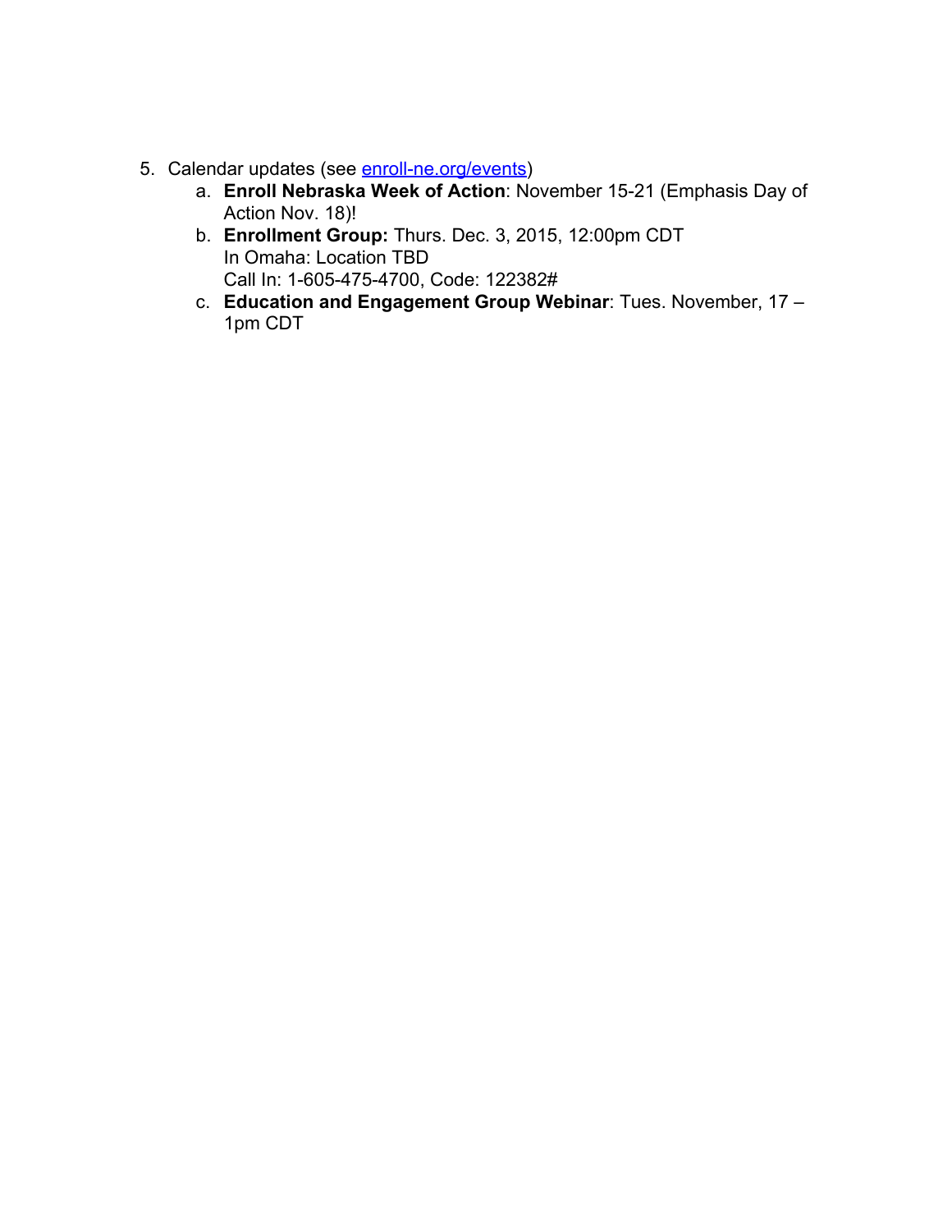5. Calendar updates (see [enroll-ne.org/events](enroll-ne.org/events))
    a. **Enroll Nebraska Week of Action**: November 15-21 (Emphasis Day of Action Nov. 18)!
    b. **Enrollment Group:** Thurs. Dec. 3, 2015, 12:00pm CDT
    In Omaha: Location TBD
    Call In: 1-605-475-4700, Code: 122382#
    c. **Education and Engagement Group Webinar**: Tues. November, 17 – 1pm CDT